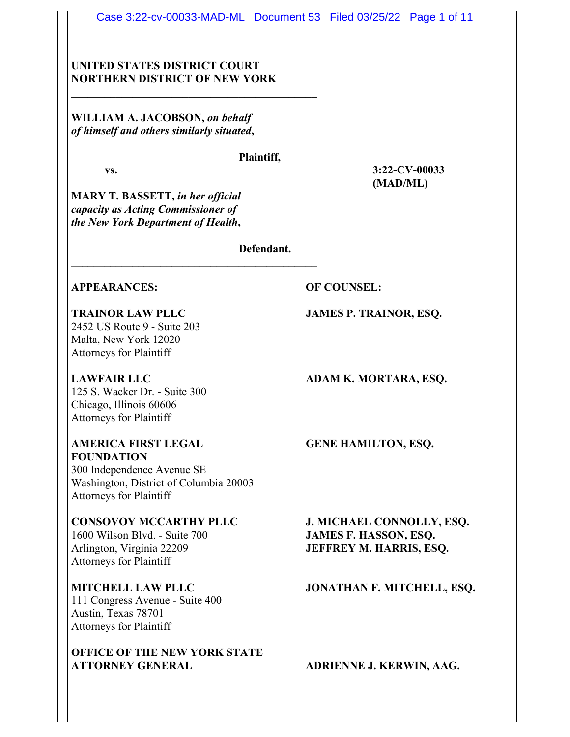**UNITED STATES DISTRICT COURT**
**NORTHERN DISTRICT OF NEW YORK**

---

**WILLIAM A. JACOBSON,** ***on behalf of himself and others similarly situated*****,**

**Plaintiff,**

**vs.** **3:22-CV-00033 (MAD/ML)**

**MARY T. BASSETT,** ***in her official capacity as Acting Commissioner of the New York Department of Health*****,**

**Defendant.**

---

| **APPEARANCES:** | **OF COUNSEL:** |
|---|---|
| **TRAINOR LAW PLLC**<br>2452 US Route 9 - Suite 203<br>Malta, New York 12020<br>Attorneys for Plaintiff | **JAMES P. TRAINOR, ESQ.** |
| **LAWFAIR LLC**<br>125 S. Wacker Dr. - Suite 300<br>Chicago, Illinois 60606<br>Attorneys for Plaintiff | **ADAM K. MORTARA, ESQ.** |
| **AMERICA FIRST LEGAL FOUNDATION**<br>300 Independence Avenue SE<br>Washington, District of Columbia 20003<br>Attorneys for Plaintiff | **GENE HAMILTON, ESQ.** |
| **CONSOVOY MCCARTHY PLLC**<br>1600 Wilson Blvd. - Suite 700<br>Arlington, Virginia 22209<br>Attorneys for Plaintiff | **J. MICHAEL CONNOLLY, ESQ.**<br>**JAMES F. HASSON, ESQ.**<br>**JEFFREY M. HARRIS, ESQ.** |
| **MITCHELL LAW PLLC**<br>111 Congress Avenue - Suite 400<br>Austin, Texas 78701<br>Attorneys for Plaintiff | **JONATHAN F. MITCHELL, ESQ.** |
| **OFFICE OF THE NEW YORK STATE ATTORNEY GENERAL** | **ADRIENNE J. KERWIN, AAG.** |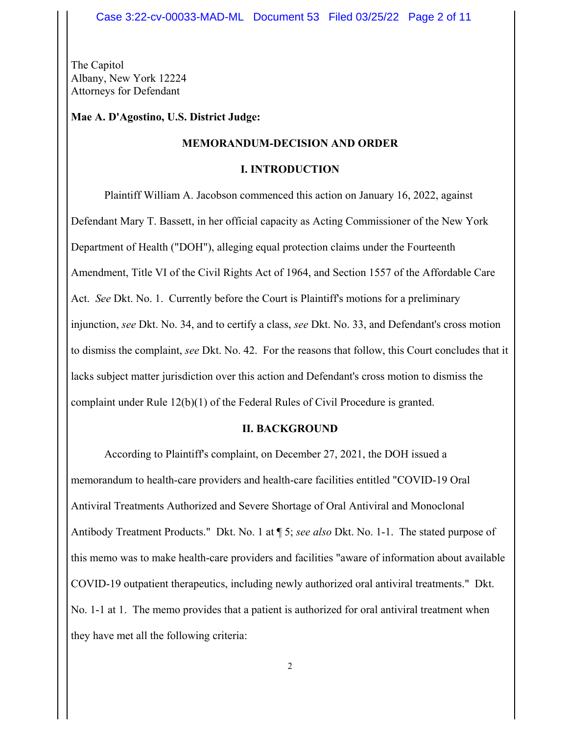The Capitol
Albany, New York 12224
Attorneys for Defendant

**Mae A. D'Agostino, U.S. District Judge:**

## MEMORANDUM-DECISION AND ORDER

### I. INTRODUCTION

Plaintiff William A. Jacobson commenced this action on January 16, 2022, against Defendant Mary T. Bassett, in her official capacity as Acting Commissioner of the New York Department of Health ("DOH"), alleging equal protection claims under the Fourteenth Amendment, Title VI of the Civil Rights Act of 1964, and Section 1557 of the Affordable Care Act. *See* Dkt. No. 1. Currently before the Court is Plaintiff's motions for a preliminary injunction, *see* Dkt. No. 34, and to certify a class, *see* Dkt. No. 33, and Defendant's cross motion to dismiss the complaint, *see* Dkt. No. 42. For the reasons that follow, this Court concludes that it lacks subject matter jurisdiction over this action and Defendant's cross motion to dismiss the complaint under Rule 12(b)(1) of the Federal Rules of Civil Procedure is granted.

### II. BACKGROUND

According to Plaintiff's complaint, on December 27, 2021, the DOH issued a memorandum to health-care providers and health-care facilities entitled "COVID-19 Oral Antiviral Treatments Authorized and Severe Shortage of Oral Antiviral and Monoclonal Antibody Treatment Products." Dkt. No. 1 at ¶ 5; *see also* Dkt. No. 1-1. The stated purpose of this memo was to make health-care providers and facilities "aware of information about available COVID-19 outpatient therapeutics, including newly authorized oral antiviral treatments." Dkt. No. 1-1 at 1. The memo provides that a patient is authorized for oral antiviral treatment when they have met all the following criteria: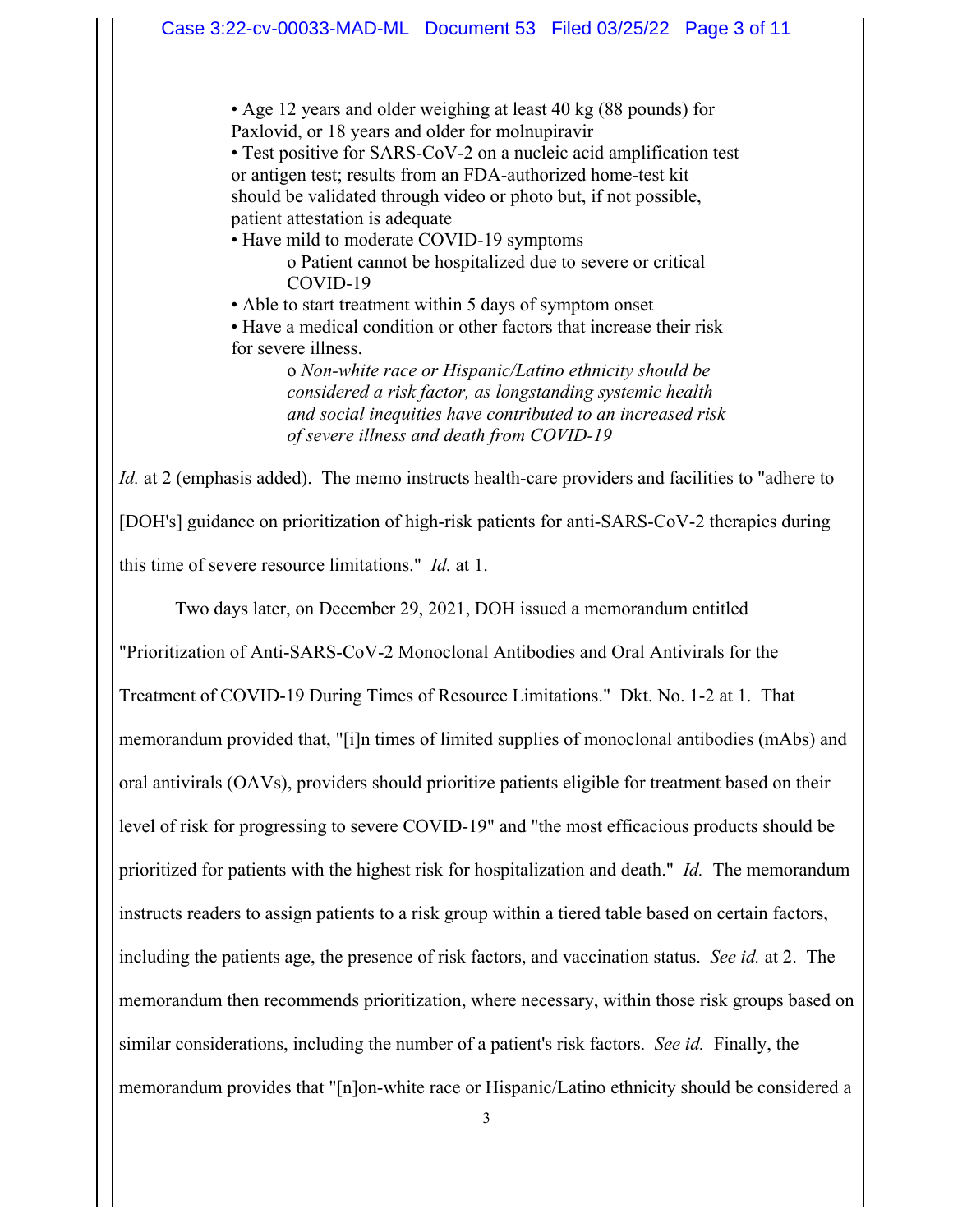> • Age 12 years and older weighing at least 40 kg (88 pounds) for Paxlovid, or 18 years and older for molnupiravir
> • Test positive for SARS-CoV-2 on a nucleic acid amplification test or antigen test; results from an FDA-authorized home-test kit should be validated through video or photo but, if not possible, patient attestation is adequate
> • Have mild to moderate COVID-19 symptoms
> > o Patient cannot be hospitalized due to severe or critical COVID-19
>
> • Able to start treatment within 5 days of symptom onset
> • Have a medical condition or other factors that increase their risk for severe illness.
> > o *Non-white race or Hispanic/Latino ethnicity should be considered a risk factor, as longstanding systemic health and social inequities have contributed to an increased risk of severe illness and death from COVID-19*

*Id.* at 2 (emphasis added). The memo instructs health-care providers and facilities to "adhere to [DOH's] guidance on prioritization of high-risk patients for anti-SARS-CoV-2 therapies during this time of severe resource limitations." *Id.* at 1.

Two days later, on December 29, 2021, DOH issued a memorandum entitled "Prioritization of Anti-SARS-CoV-2 Monoclonal Antibodies and Oral Antivirals for the Treatment of COVID-19 During Times of Resource Limitations." Dkt. No. 1-2 at 1. That memorandum provided that, "[i]n times of limited supplies of monoclonal antibodies (mAbs) and oral antivirals (OAVs), providers should prioritize patients eligible for treatment based on their level of risk for progressing to severe COVID-19" and "the most efficacious products should be prioritized for patients with the highest risk for hospitalization and death." *Id.* The memorandum instructs readers to assign patients to a risk group within a tiered table based on certain factors, including the patients age, the presence of risk factors, and vaccination status. *See id.* at 2. The memorandum then recommends prioritization, where necessary, within those risk groups based on similar considerations, including the number of a patient's risk factors. *See id.* Finally, the memorandum provides that "[n]on-white race or Hispanic/Latino ethnicity should be considered a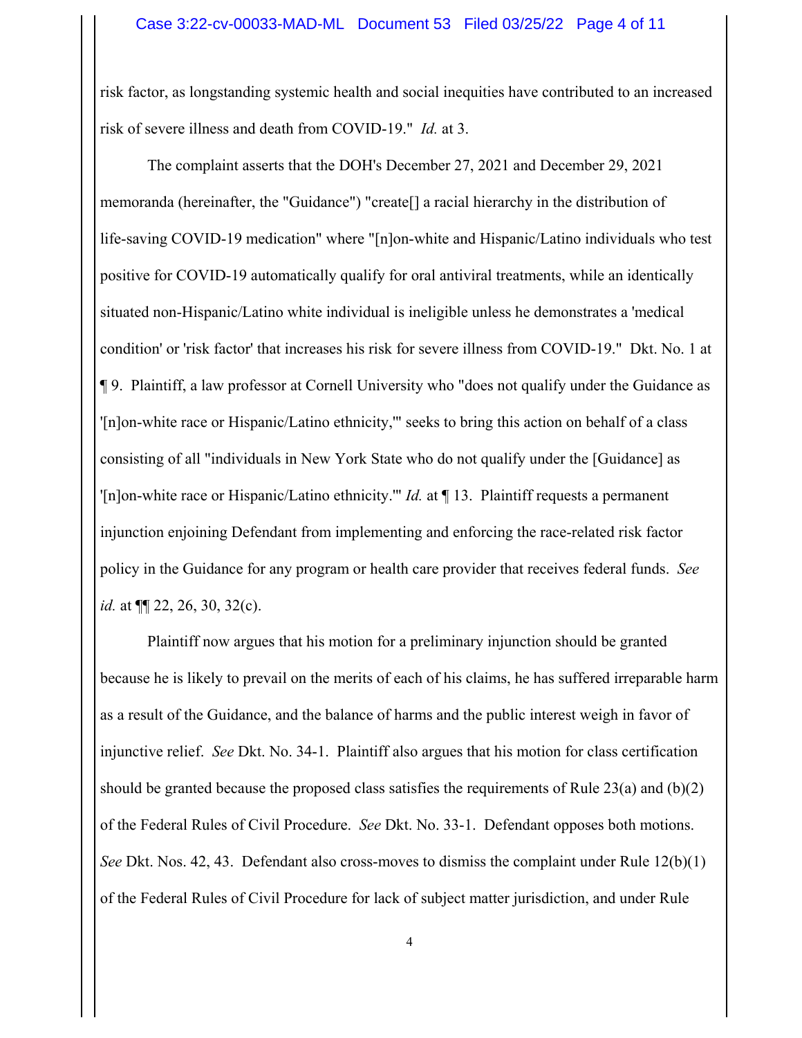risk factor, as longstanding systemic health and social inequities have contributed to an increased risk of severe illness and death from COVID-19." *Id.* at 3.

The complaint asserts that the DOH's December 27, 2021 and December 29, 2021 memoranda (hereinafter, the "Guidance") "create[] a racial hierarchy in the distribution of life-saving COVID-19 medication" where "[n]on-white and Hispanic/Latino individuals who test positive for COVID-19 automatically qualify for oral antiviral treatments, while an identically situated non-Hispanic/Latino white individual is ineligible unless he demonstrates a 'medical condition' or 'risk factor' that increases his risk for severe illness from COVID-19." Dkt. No. 1 at ¶ 9. Plaintiff, a law professor at Cornell University who "does not qualify under the Guidance as '[n]on-white race or Hispanic/Latino ethnicity,'" seeks to bring this action on behalf of a class consisting of all "individuals in New York State who do not qualify under the [Guidance] as '[n]on-white race or Hispanic/Latino ethnicity.'" *Id.* at ¶ 13. Plaintiff requests a permanent injunction enjoining Defendant from implementing and enforcing the race-related risk factor policy in the Guidance for any program or health care provider that receives federal funds. *See id.* at ¶¶ 22, 26, 30, 32(c).

Plaintiff now argues that his motion for a preliminary injunction should be granted because he is likely to prevail on the merits of each of his claims, he has suffered irreparable harm as a result of the Guidance, and the balance of harms and the public interest weigh in favor of injunctive relief. *See* Dkt. No. 34-1. Plaintiff also argues that his motion for class certification should be granted because the proposed class satisfies the requirements of Rule 23(a) and (b)(2) of the Federal Rules of Civil Procedure. *See* Dkt. No. 33-1. Defendant opposes both motions. *See* Dkt. Nos. 42, 43. Defendant also cross-moves to dismiss the complaint under Rule 12(b)(1) of the Federal Rules of Civil Procedure for lack of subject matter jurisdiction, and under Rule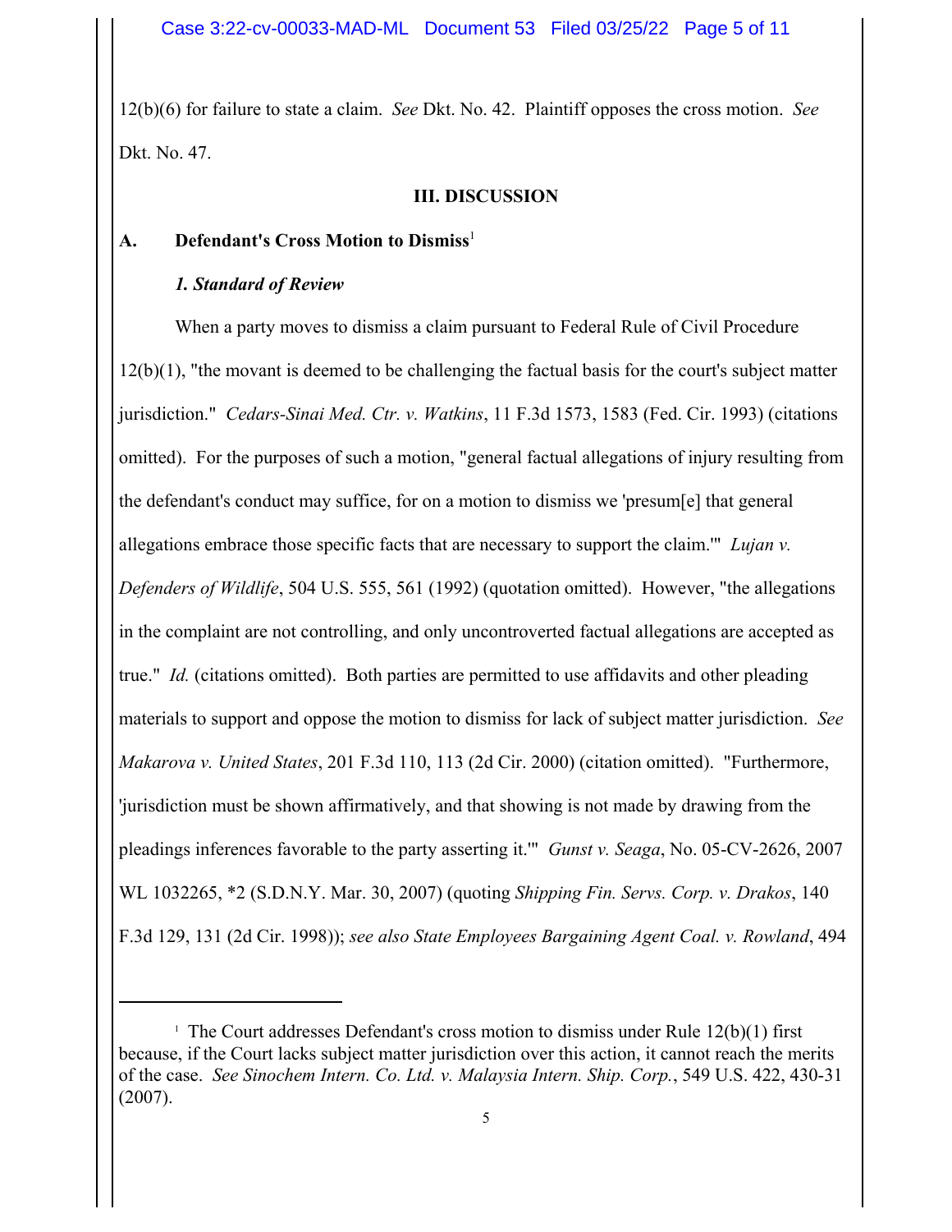12(b)(6) for failure to state a claim. *See* Dkt. No. 42. Plaintiff opposes the cross motion. *See* Dkt. No. 47.

## III. DISCUSSION

### A. Defendant's Cross Motion to Dismiss[1]

#### *1. Standard of Review*

When a party moves to dismiss a claim pursuant to Federal Rule of Civil Procedure 12(b)(1), "the movant is deemed to be challenging the factual basis for the court's subject matter jurisdiction." *Cedars-Sinai Med. Ctr. v. Watkins*, 11 F.3d 1573, 1583 (Fed. Cir. 1993) (citations omitted). For the purposes of such a motion, "general factual allegations of injury resulting from the defendant's conduct may suffice, for on a motion to dismiss we 'presum[e] that general allegations embrace those specific facts that are necessary to support the claim.'" *Lujan v. Defenders of Wildlife*, 504 U.S. 555, 561 (1992) (quotation omitted). However, "the allegations in the complaint are not controlling, and only uncontroverted factual allegations are accepted as true." *Id.* (citations omitted). Both parties are permitted to use affidavits and other pleading materials to support and oppose the motion to dismiss for lack of subject matter jurisdiction. *See Makarova v. United States*, 201 F.3d 110, 113 (2d Cir. 2000) (citation omitted). "Furthermore, 'jurisdiction must be shown affirmatively, and that showing is not made by drawing from the pleadings inferences favorable to the party asserting it.'" *Gunst v. Seaga*, No. 05-CV-2626, 2007 WL 1032265, \*2 (S.D.N.Y. Mar. 30, 2007) (quoting *Shipping Fin. Servs. Corp. v. Drakos*, 140 F.3d 129, 131 (2d Cir. 1998)); *see also State Employees Bargaining Agent Coal. v. Rowland*, 494

---

[1] The Court addresses Defendant's cross motion to dismiss under Rule 12(b)(1) first because, if the Court lacks subject matter jurisdiction over this action, it cannot reach the merits of the case. *See Sinochem Intern. Co. Ltd. v. Malaysia Intern. Ship. Corp.*, 549 U.S. 422, 430-31 (2007).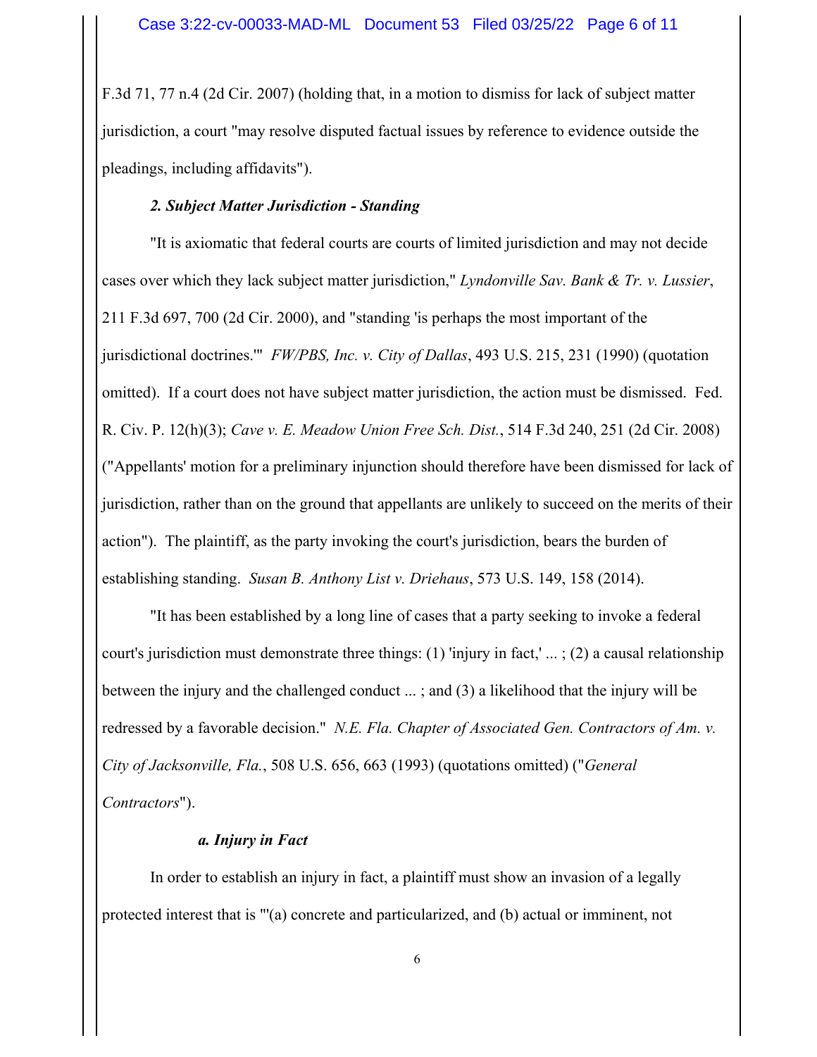F.3d 71, 77 n.4 (2d Cir. 2007) (holding that, in a motion to dismiss for lack of subject matter jurisdiction, a court "may resolve disputed factual issues by reference to evidence outside the pleadings, including affidavits").

***2. Subject Matter Jurisdiction - Standing***

"It is axiomatic that federal courts are courts of limited jurisdiction and may not decide cases over which they lack subject matter jurisdiction," *Lyndonville Sav. Bank & Tr. v. Lussier*, 211 F.3d 697, 700 (2d Cir. 2000), and "standing 'is perhaps the most important of the jurisdictional doctrines.'" *FW/PBS, Inc. v. City of Dallas*, 493 U.S. 215, 231 (1990) (quotation omitted). If a court does not have subject matter jurisdiction, the action must be dismissed. Fed. R. Civ. P. 12(h)(3); *Cave v. E. Meadow Union Free Sch. Dist.*, 514 F.3d 240, 251 (2d Cir. 2008) ("Appellants' motion for a preliminary injunction should therefore have been dismissed for lack of jurisdiction, rather than on the ground that appellants are unlikely to succeed on the merits of their action"). The plaintiff, as the party invoking the court's jurisdiction, bears the burden of establishing standing. *Susan B. Anthony List v. Driehaus*, 573 U.S. 149, 158 (2014).

"It has been established by a long line of cases that a party seeking to invoke a federal court's jurisdiction must demonstrate three things: (1) 'injury in fact,' ... ; (2) a causal relationship between the injury and the challenged conduct ... ; and (3) a likelihood that the injury will be redressed by a favorable decision." *N.E. Fla. Chapter of Associated Gen. Contractors of Am. v. City of Jacksonville, Fla.*, 508 U.S. 656, 663 (1993) (quotations omitted) ("*General Contractors*").

***a. Injury in Fact***

In order to establish an injury in fact, a plaintiff must show an invasion of a legally protected interest that is "'(a) concrete and particularized, and (b) actual or imminent, not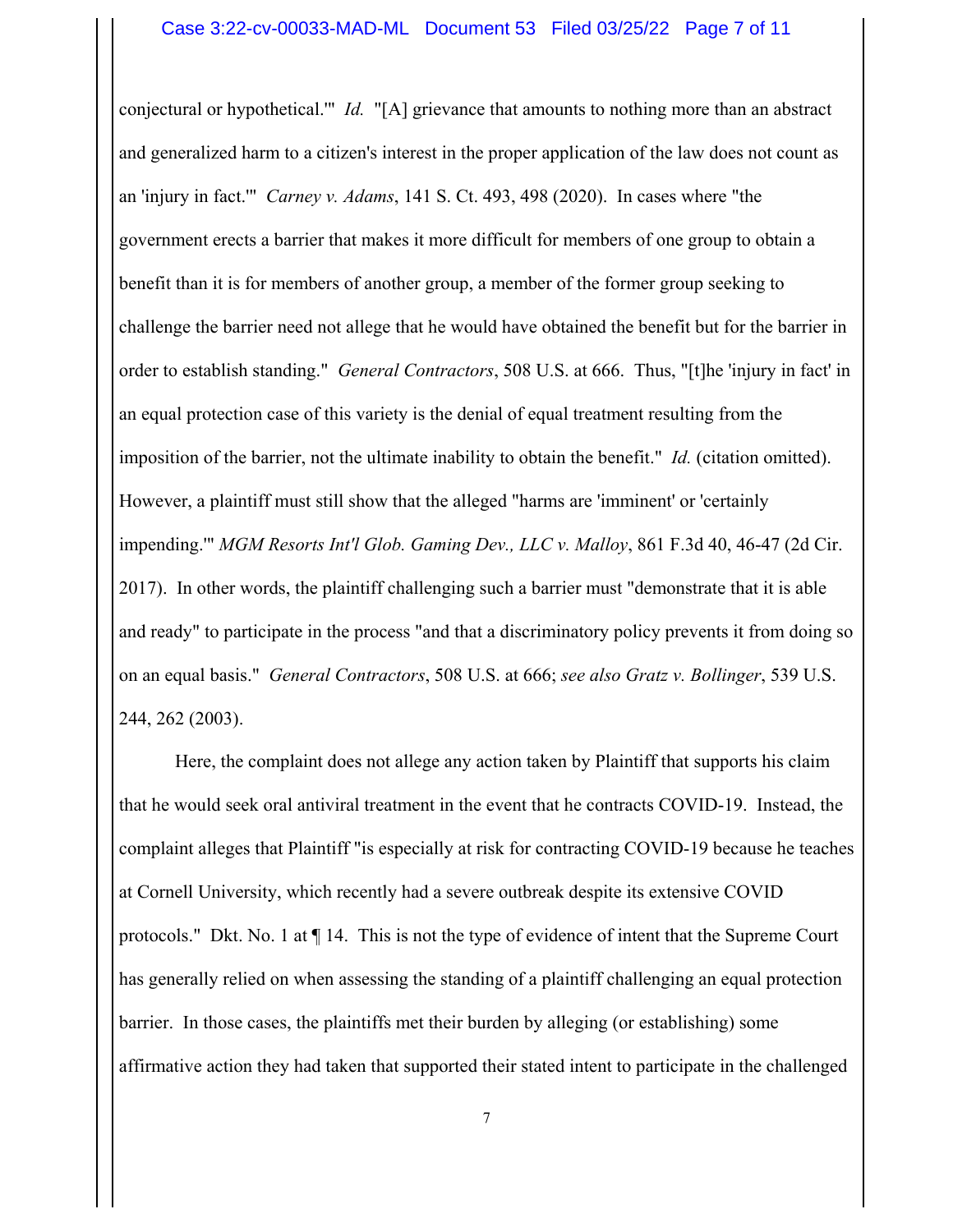conjectural or hypothetical.'" *Id.* "[A] grievance that amounts to nothing more than an abstract and generalized harm to a citizen's interest in the proper application of the law does not count as an 'injury in fact.'" *Carney v. Adams*, 141 S. Ct. 493, 498 (2020). In cases where "the government erects a barrier that makes it more difficult for members of one group to obtain a benefit than it is for members of another group, a member of the former group seeking to challenge the barrier need not allege that he would have obtained the benefit but for the barrier in order to establish standing." *General Contractors*, 508 U.S. at 666. Thus, "[t]he 'injury in fact' in an equal protection case of this variety is the denial of equal treatment resulting from the imposition of the barrier, not the ultimate inability to obtain the benefit." *Id.* (citation omitted). However, a plaintiff must still show that the alleged "harms are 'imminent' or 'certainly impending.'" *MGM Resorts Int'l Glob. Gaming Dev., LLC v. Malloy*, 861 F.3d 40, 46-47 (2d Cir. 2017). In other words, the plaintiff challenging such a barrier must "demonstrate that it is able and ready" to participate in the process "and that a discriminatory policy prevents it from doing so on an equal basis." *General Contractors*, 508 U.S. at 666; *see also Gratz v. Bollinger*, 539 U.S. 244, 262 (2003).

Here, the complaint does not allege any action taken by Plaintiff that supports his claim that he would seek oral antiviral treatment in the event that he contracts COVID-19. Instead, the complaint alleges that Plaintiff "is especially at risk for contracting COVID-19 because he teaches at Cornell University, which recently had a severe outbreak despite its extensive COVID protocols." Dkt. No. 1 at ¶ 14. This is not the type of evidence of intent that the Supreme Court has generally relied on when assessing the standing of a plaintiff challenging an equal protection barrier. In those cases, the plaintiffs met their burden by alleging (or establishing) some affirmative action they had taken that supported their stated intent to participate in the challenged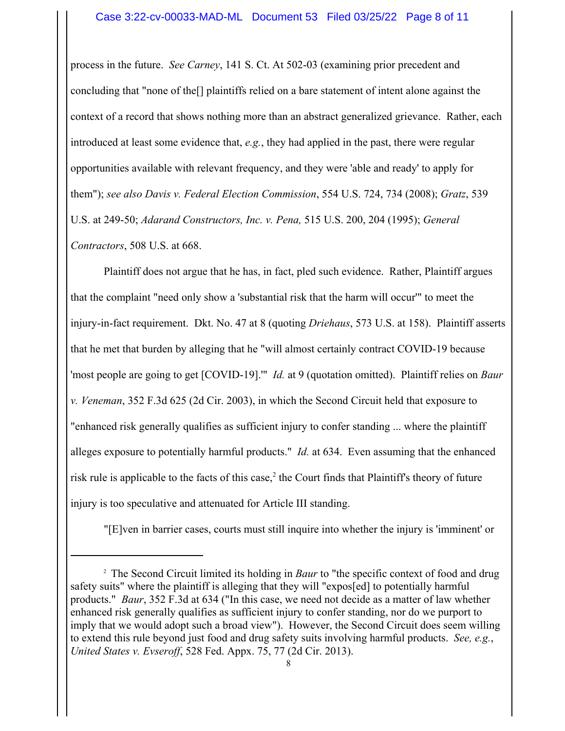process in the future. *See Carney*, 141 S. Ct. At 502-03 (examining prior precedent and concluding that "none of the[] plaintiffs relied on a bare statement of intent alone against the context of a record that shows nothing more than an abstract generalized grievance. Rather, each introduced at least some evidence that, *e.g.*, they had applied in the past, there were regular opportunities available with relevant frequency, and they were 'able and ready' to apply for them"); *see also Davis v. Federal Election Commission*, 554 U.S. 724, 734 (2008); *Gratz*, 539 U.S. at 249-50; *Adarand Constructors, Inc. v. Pena,* 515 U.S. 200, 204 (1995); *General Contractors*, 508 U.S. at 668.

Plaintiff does not argue that he has, in fact, pled such evidence. Rather, Plaintiff argues that the complaint "need only show a 'substantial risk that the harm will occur'" to meet the injury-in-fact requirement. Dkt. No. 47 at 8 (quoting *Driehaus*, 573 U.S. at 158). Plaintiff asserts that he met that burden by alleging that he "will almost certainly contract COVID-19 because 'most people are going to get [COVID-19].'" *Id.* at 9 (quotation omitted). Plaintiff relies on *Baur v. Veneman*, 352 F.3d 625 (2d Cir. 2003), in which the Second Circuit held that exposure to "enhanced risk generally qualifies as sufficient injury to confer standing ... where the plaintiff alleges exposure to potentially harmful products." *Id.* at 634. Even assuming that the enhanced risk rule is applicable to the facts of this case,[2] the Court finds that Plaintiff's theory of future injury is too speculative and attenuated for Article III standing.

"[E]ven in barrier cases, courts must still inquire into whether the injury is 'imminent' or

---

[2] The Second Circuit limited its holding in *Baur* to "the specific context of food and drug safety suits" where the plaintiff is alleging that they will "expos[ed] to potentially harmful products." *Baur*, 352 F.3d at 634 ("In this case, we need not decide as a matter of law whether enhanced risk generally qualifies as sufficient injury to confer standing, nor do we purport to imply that we would adopt such a broad view"). However, the Second Circuit does seem willing to extend this rule beyond just food and drug safety suits involving harmful products. *See, e.g.*, *United States v. Evseroff*, 528 Fed. Appx. 75, 77 (2d Cir. 2013).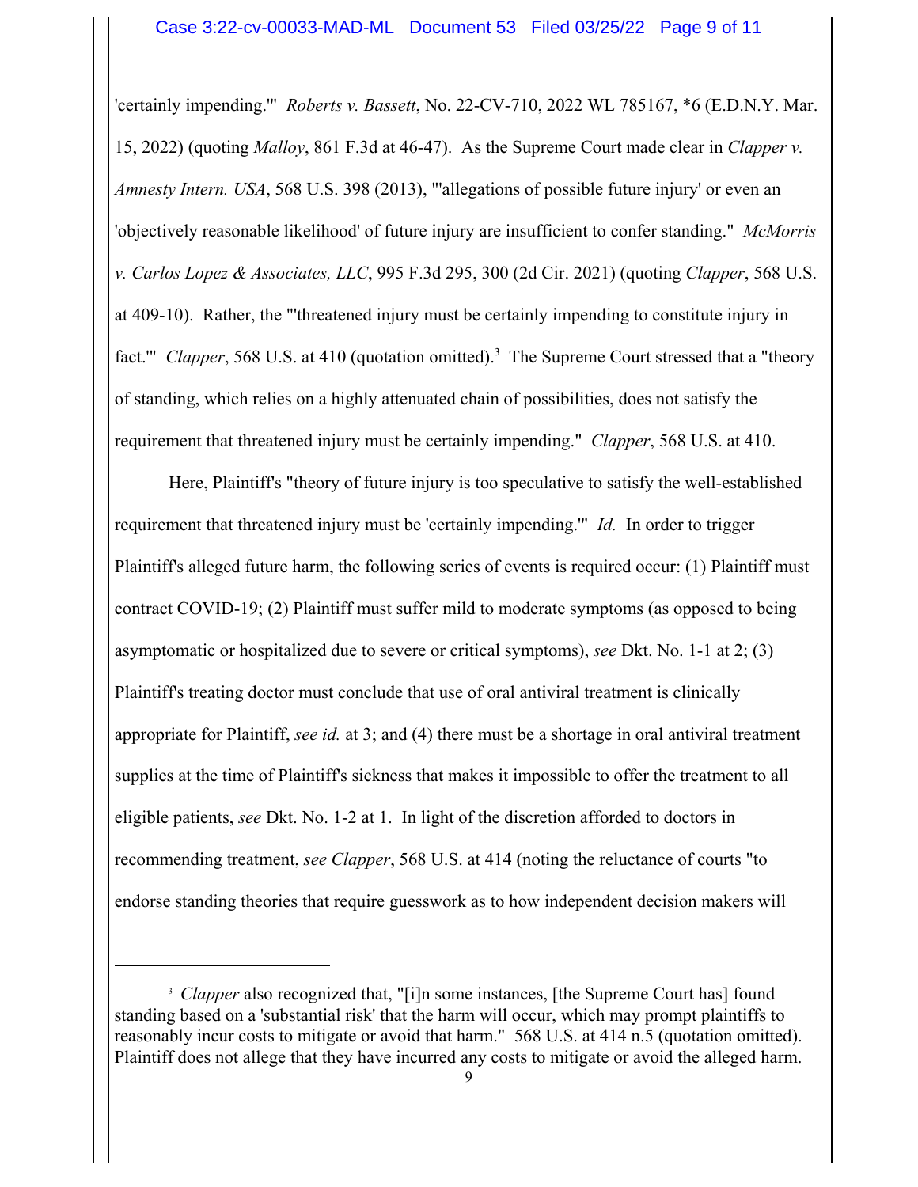'certainly impending.'" *Roberts v. Bassett*, No. 22-CV-710, 2022 WL 785167, *6 (E.D.N.Y. Mar. 15, 2022) (quoting *Malloy*, 861 F.3d at 46-47). As the Supreme Court made clear in *Clapper v. Amnesty Intern. USA*, 568 U.S. 398 (2013), "'allegations of possible future injury' or even an 'objectively reasonable likelihood' of future injury are insufficient to confer standing." *McMorris v. Carlos Lopez & Associates, LLC*, 995 F.3d 295, 300 (2d Cir. 2021) (quoting *Clapper*, 568 U.S. at 409-10). Rather, the "'threatened injury must be certainly impending to constitute injury in fact.'" *Clapper*, 568 U.S. at 410 (quotation omitted).[3] The Supreme Court stressed that a "theory of standing, which relies on a highly attenuated chain of possibilities, does not satisfy the requirement that threatened injury must be certainly impending." *Clapper*, 568 U.S. at 410.

Here, Plaintiff's "theory of future injury is too speculative to satisfy the well-established requirement that threatened injury must be 'certainly impending.'" *Id.* In order to trigger Plaintiff's alleged future harm, the following series of events is required occur: (1) Plaintiff must contract COVID-19; (2) Plaintiff must suffer mild to moderate symptoms (as opposed to being asymptomatic or hospitalized due to severe or critical symptoms), *see* Dkt. No. 1-1 at 2; (3) Plaintiff's treating doctor must conclude that use of oral antiviral treatment is clinically appropriate for Plaintiff, *see id.* at 3; and (4) there must be a shortage in oral antiviral treatment supplies at the time of Plaintiff's sickness that makes it impossible to offer the treatment to all eligible patients, *see* Dkt. No. 1-2 at 1. In light of the discretion afforded to doctors in recommending treatment, *see Clapper*, 568 U.S. at 414 (noting the reluctance of courts "to endorse standing theories that require guesswork as to how independent decision makers will

---

[3] *Clapper* also recognized that, "[i]n some instances, [the Supreme Court has] found standing based on a 'substantial risk' that the harm will occur, which may prompt plaintiffs to reasonably incur costs to mitigate or avoid that harm." 568 U.S. at 414 n.5 (quotation omitted). Plaintiff does not allege that they have incurred any costs to mitigate or avoid the alleged harm.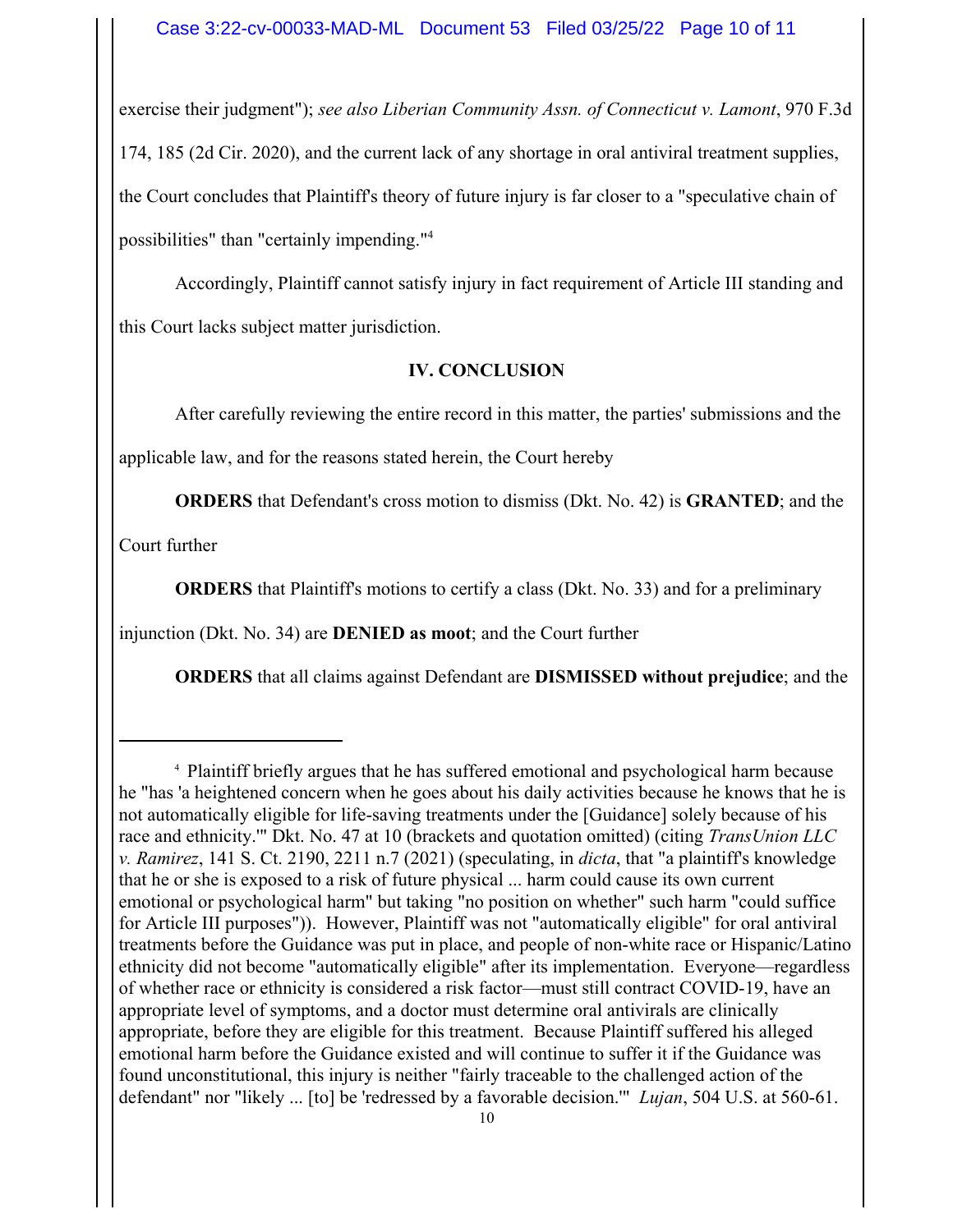exercise their judgment"); *see also Liberian Community Assn. of Connecticut v. Lamont*, 970 F.3d 174, 185 (2d Cir. 2020), and the current lack of any shortage in oral antiviral treatment supplies, the Court concludes that Plaintiff's theory of future injury is far closer to a "speculative chain of possibilities" than "certainly impending."[4]

Accordingly, Plaintiff cannot satisfy injury in fact requirement of Article III standing and this Court lacks subject matter jurisdiction.

## IV. CONCLUSION

After carefully reviewing the entire record in this matter, the parties' submissions and the applicable law, and for the reasons stated herein, the Court hereby

**ORDERS** that Defendant's cross motion to dismiss (Dkt. No. 42) is **GRANTED**; and the Court further

**ORDERS** that Plaintiff's motions to certify a class (Dkt. No. 33) and for a preliminary injunction (Dkt. No. 34) are **DENIED as moot**; and the Court further

**ORDERS** that all claims against Defendant are **DISMISSED without prejudice**; and the

---

[4] Plaintiff briefly argues that he has suffered emotional and psychological harm because he "has 'a heightened concern when he goes about his daily activities because he knows that he is not automatically eligible for life-saving treatments under the [Guidance] solely because of his race and ethnicity.'" Dkt. No. 47 at 10 (brackets and quotation omitted) (citing *TransUnion LLC v. Ramirez*, 141 S. Ct. 2190, 2211 n.7 (2021) (speculating, in *dicta*, that "a plaintiff's knowledge that he or she is exposed to a risk of future physical ... harm could cause its own current emotional or psychological harm" but taking "no position on whether" such harm "could suffice for Article III purposes")). However, Plaintiff was not "automatically eligible" for oral antiviral treatments before the Guidance was put in place, and people of non-white race or Hispanic/Latino ethnicity did not become "automatically eligible" after its implementation. Everyone—regardless of whether race or ethnicity is considered a risk factor—must still contract COVID-19, have an appropriate level of symptoms, and a doctor must determine oral antivirals are clinically appropriate, before they are eligible for this treatment. Because Plaintiff suffered his alleged emotional harm before the Guidance existed and will continue to suffer it if the Guidance was found unconstitutional, this injury is neither "fairly traceable to the challenged action of the defendant" nor "likely ... [to] be 'redressed by a favorable decision.'" *Lujan*, 504 U.S. at 560-61.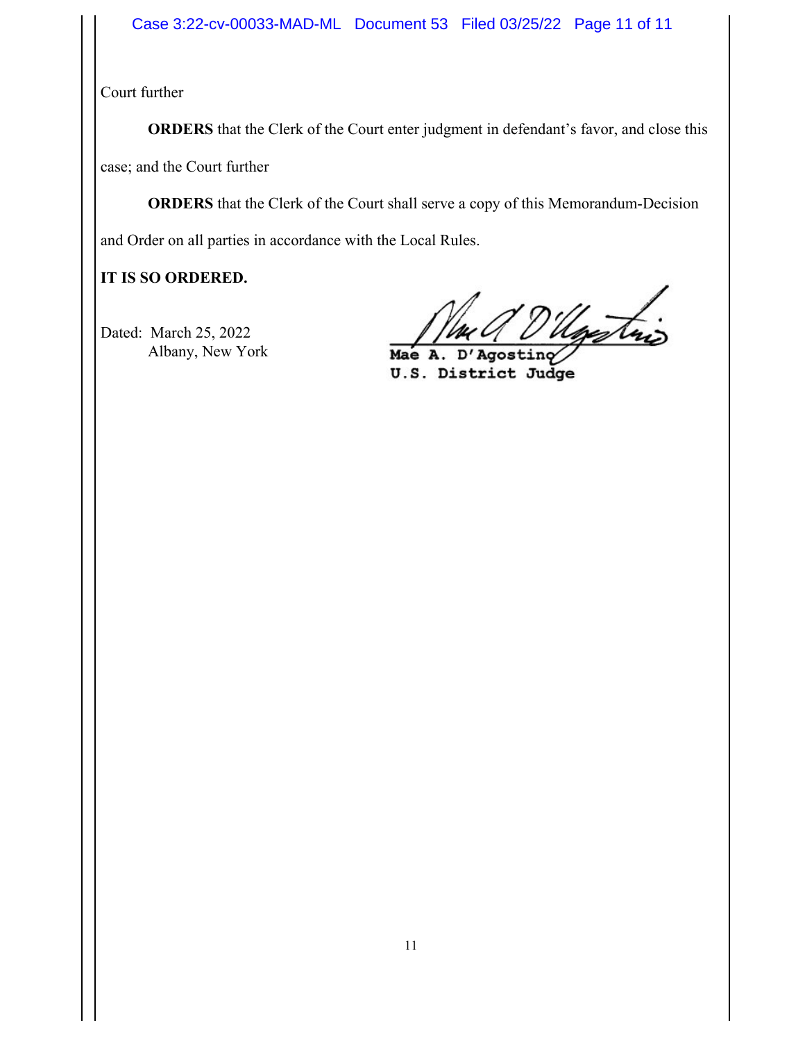Court further

**ORDERS** that the Clerk of the Court enter judgment in defendant's favor, and close this case; and the Court further

**ORDERS** that the Clerk of the Court shall serve a copy of this Memorandum-Decision and Order on all parties in accordance with the Local Rules.

**IT IS SO ORDERED.**

Dated: March 25, 2022
Albany, New York

Mae A. D'Agostino
U.S. District Judge